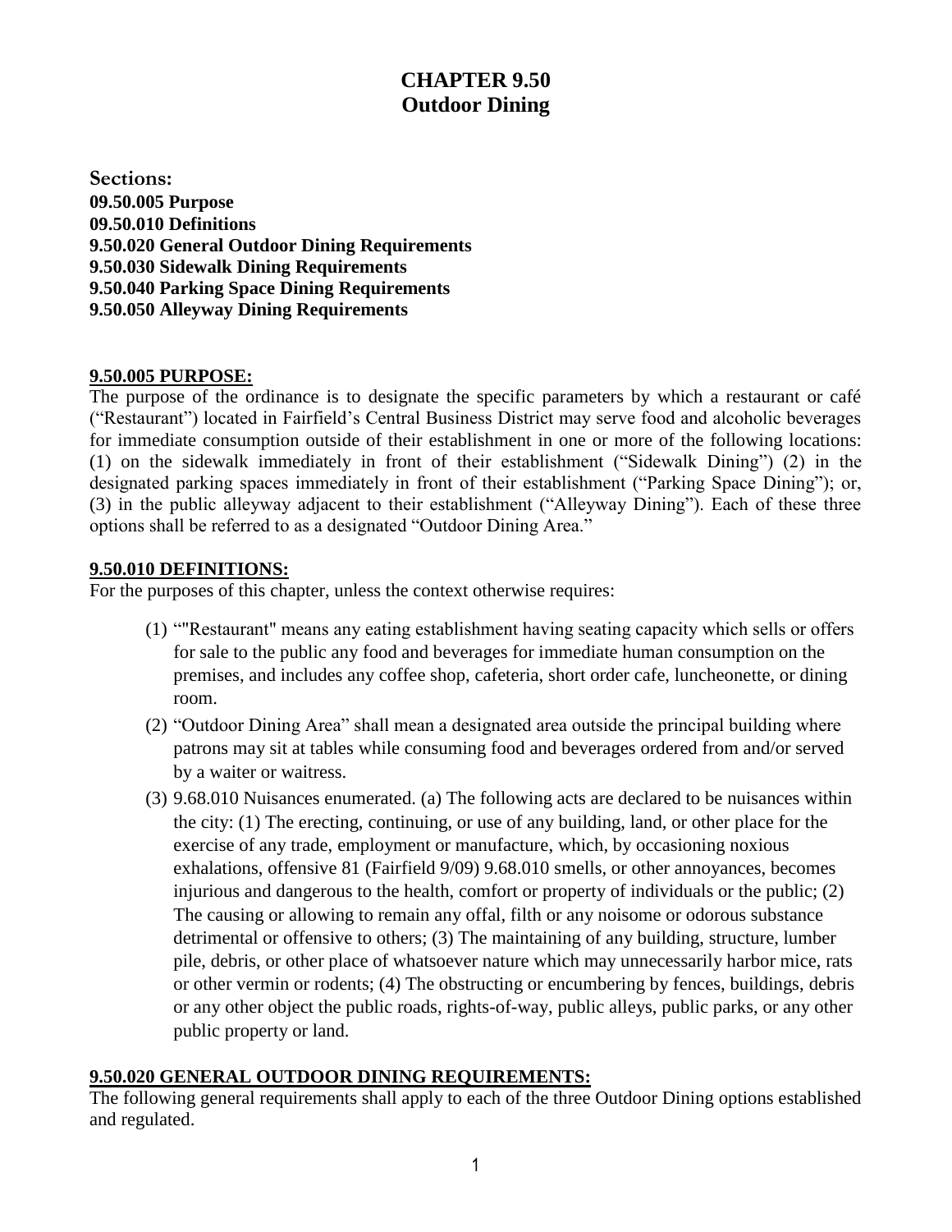# CHAPTER 9.50
# Outdoor Dining

**Sections:**
**09.50.005 Purpose**
**09.50.010 Definitions**
**9.50.020 General Outdoor Dining Requirements**
**9.50.030 Sidewalk Dining Requirements**
**9.50.040 Parking Space Dining Requirements**
**9.50.050 Alleyway Dining Requirements**

## 9.50.005 PURPOSE:

The purpose of the ordinance is to designate the specific parameters by which a restaurant or café ("Restaurant") located in Fairfield's Central Business District may serve food and alcoholic beverages for immediate consumption outside of their establishment in one or more of the following locations: (1) on the sidewalk immediately in front of their establishment ("Sidewalk Dining") (2) in the designated parking spaces immediately in front of their establishment ("Parking Space Dining"); or, (3) in the public alleyway adjacent to their establishment ("Alleyway Dining"). Each of these three options shall be referred to as a designated "Outdoor Dining Area."

## 9.50.010 DEFINITIONS:

For the purposes of this chapter, unless the context otherwise requires:

(1) ""Restaurant" means any eating establishment having seating capacity which sells or offers for sale to the public any food and beverages for immediate human consumption on the premises, and includes any coffee shop, cafeteria, short order cafe, luncheonette, or dining room.

(2) "Outdoor Dining Area" shall mean a designated area outside the principal building where patrons may sit at tables while consuming food and beverages ordered from and/or served by a waiter or waitress.

(3) 9.68.010 Nuisances enumerated. (a) The following acts are declared to be nuisances within the city: (1) The erecting, continuing, or use of any building, land, or other place for the exercise of any trade, employment or manufacture, which, by occasioning noxious exhalations, offensive 81 (Fairfield 9/09) 9.68.010 smells, or other annoyances, becomes injurious and dangerous to the health, comfort or property of individuals or the public; (2) The causing or allowing to remain any offal, filth or any noisome or odorous substance detrimental or offensive to others; (3) The maintaining of any building, structure, lumber pile, debris, or other place of whatsoever nature which may unnecessarily harbor mice, rats or other vermin or rodents; (4) The obstructing or encumbering by fences, buildings, debris or any other object the public roads, rights-of-way, public alleys, public parks, or any other public property or land.

## 9.50.020 GENERAL OUTDOOR DINING REQUIREMENTS:

The following general requirements shall apply to each of the three Outdoor Dining options established and regulated.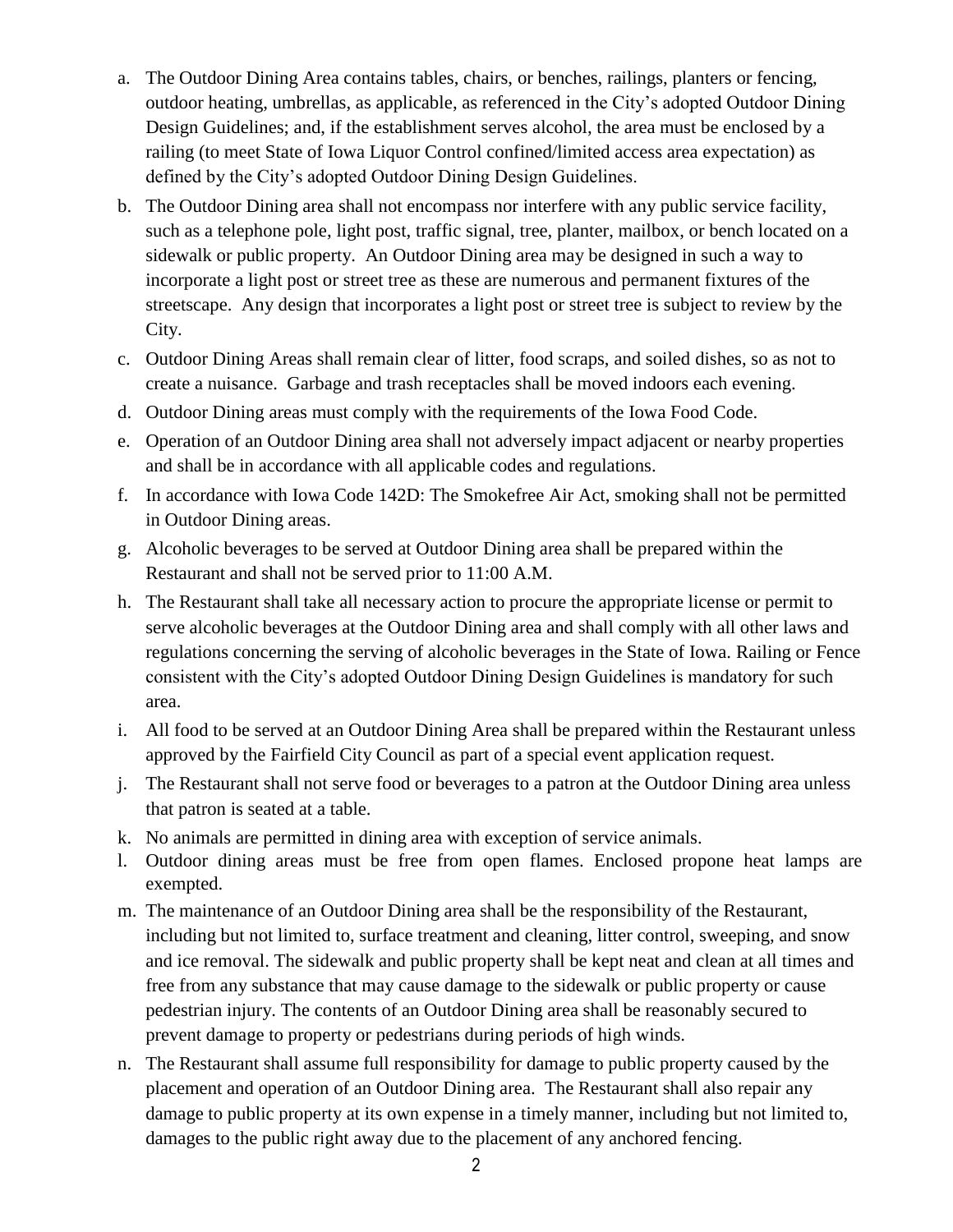a. The Outdoor Dining Area contains tables, chairs, or benches, railings, planters or fencing, outdoor heating, umbrellas, as applicable, as referenced in the City's adopted Outdoor Dining Design Guidelines; and, if the establishment serves alcohol, the area must be enclosed by a railing (to meet State of Iowa Liquor Control confined/limited access area expectation) as defined by the City's adopted Outdoor Dining Design Guidelines.

b. The Outdoor Dining area shall not encompass nor interfere with any public service facility, such as a telephone pole, light post, traffic signal, tree, planter, mailbox, or bench located on a sidewalk or public property. An Outdoor Dining area may be designed in such a way to incorporate a light post or street tree as these are numerous and permanent fixtures of the streetscape. Any design that incorporates a light post or street tree is subject to review by the City.

c. Outdoor Dining Areas shall remain clear of litter, food scraps, and soiled dishes, so as not to create a nuisance. Garbage and trash receptacles shall be moved indoors each evening.

d. Outdoor Dining areas must comply with the requirements of the Iowa Food Code.

e. Operation of an Outdoor Dining area shall not adversely impact adjacent or nearby properties and shall be in accordance with all applicable codes and regulations.

f. In accordance with Iowa Code 142D: The Smokefree Air Act, smoking shall not be permitted in Outdoor Dining areas.

g. Alcoholic beverages to be served at Outdoor Dining area shall be prepared within the Restaurant and shall not be served prior to 11:00 A.M.

h. The Restaurant shall take all necessary action to procure the appropriate license or permit to serve alcoholic beverages at the Outdoor Dining area and shall comply with all other laws and regulations concerning the serving of alcoholic beverages in the State of Iowa. Railing or Fence consistent with the City's adopted Outdoor Dining Design Guidelines is mandatory for such area.

i. All food to be served at an Outdoor Dining Area shall be prepared within the Restaurant unless approved by the Fairfield City Council as part of a special event application request.

j. The Restaurant shall not serve food or beverages to a patron at the Outdoor Dining area unless that patron is seated at a table.

k. No animals are permitted in dining area with exception of service animals.

l. Outdoor dining areas must be free from open flames. Enclosed propone heat lamps are exempted.

m. The maintenance of an Outdoor Dining area shall be the responsibility of the Restaurant, including but not limited to, surface treatment and cleaning, litter control, sweeping, and snow and ice removal. The sidewalk and public property shall be kept neat and clean at all times and free from any substance that may cause damage to the sidewalk or public property or cause pedestrian injury. The contents of an Outdoor Dining area shall be reasonably secured to prevent damage to property or pedestrians during periods of high winds.

n. The Restaurant shall assume full responsibility for damage to public property caused by the placement and operation of an Outdoor Dining area. The Restaurant shall also repair any damage to public property at its own expense in a timely manner, including but not limited to, damages to the public right away due to the placement of any anchored fencing.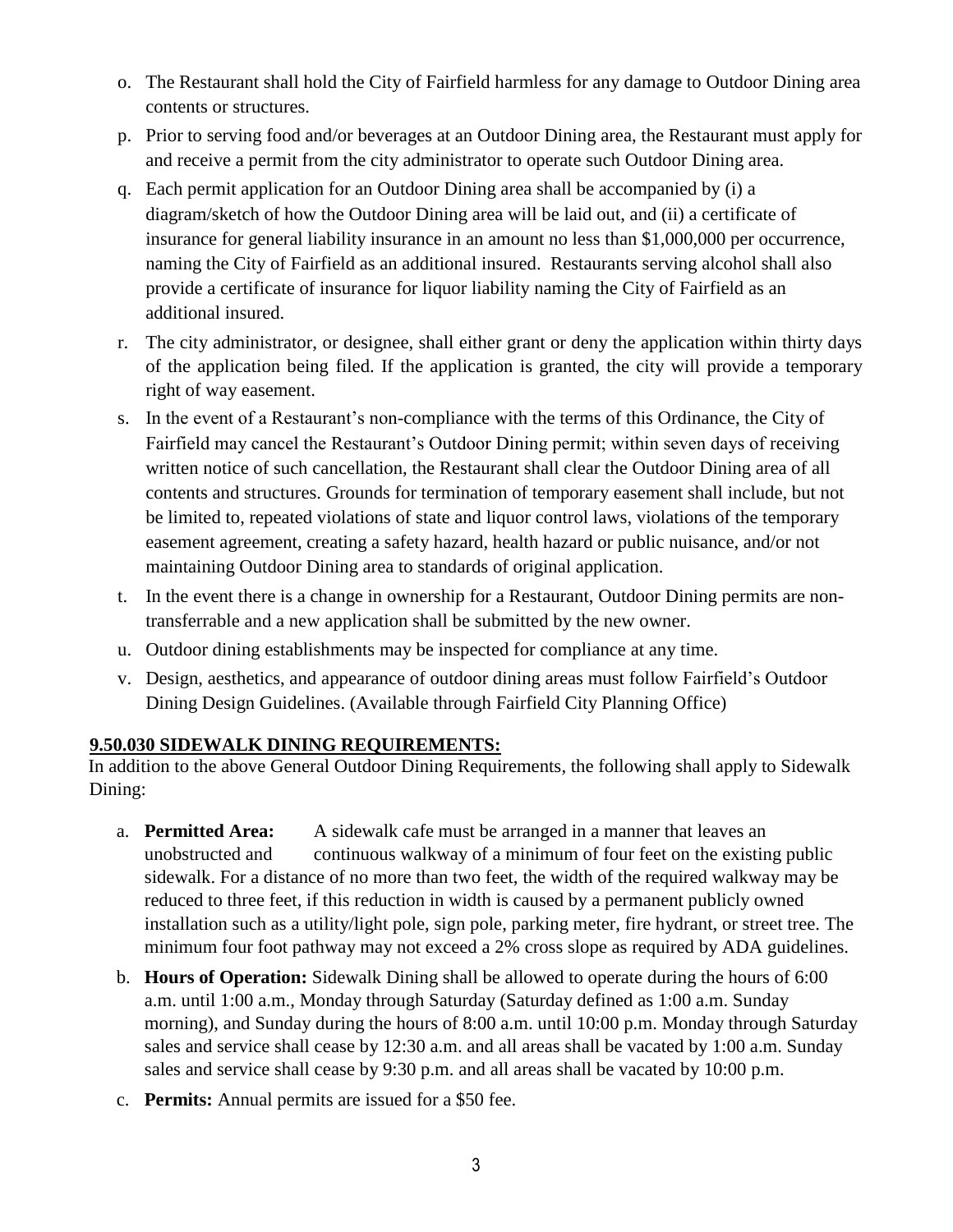o. The Restaurant shall hold the City of Fairfield harmless for any damage to Outdoor Dining area contents or structures.

p. Prior to serving food and/or beverages at an Outdoor Dining area, the Restaurant must apply for and receive a permit from the city administrator to operate such Outdoor Dining area.

q. Each permit application for an Outdoor Dining area shall be accompanied by (i) a diagram/sketch of how the Outdoor Dining area will be laid out, and (ii) a certificate of insurance for general liability insurance in an amount no less than $1,000,000 per occurrence, naming the City of Fairfield as an additional insured. Restaurants serving alcohol shall also provide a certificate of insurance for liquor liability naming the City of Fairfield as an additional insured.

r. The city administrator, or designee, shall either grant or deny the application within thirty days of the application being filed. If the application is granted, the city will provide a temporary right of way easement.

s. In the event of a Restaurant's non-compliance with the terms of this Ordinance, the City of Fairfield may cancel the Restaurant's Outdoor Dining permit; within seven days of receiving written notice of such cancellation, the Restaurant shall clear the Outdoor Dining area of all contents and structures. Grounds for termination of temporary easement shall include, but not be limited to, repeated violations of state and liquor control laws, violations of the temporary easement agreement, creating a safety hazard, health hazard or public nuisance, and/or not maintaining Outdoor Dining area to standards of original application.

t. In the event there is a change in ownership for a Restaurant, Outdoor Dining permits are non-transferrable and a new application shall be submitted by the new owner.

u. Outdoor dining establishments may be inspected for compliance at any time.

v. Design, aesthetics, and appearance of outdoor dining areas must follow Fairfield's Outdoor Dining Design Guidelines. (Available through Fairfield City Planning Office)

**9.50.030 SIDEWALK DINING REQUIREMENTS:**

In addition to the above General Outdoor Dining Requirements, the following shall apply to Sidewalk Dining:

a. **Permitted Area:** A sidewalk cafe must be arranged in a manner that leaves an unobstructed and continuous walkway of a minimum of four feet on the existing public sidewalk. For a distance of no more than two feet, the width of the required walkway may be reduced to three feet, if this reduction in width is caused by a permanent publicly owned installation such as a utility/light pole, sign pole, parking meter, fire hydrant, or street tree. The minimum four foot pathway may not exceed a 2% cross slope as required by ADA guidelines.

b. **Hours of Operation:** Sidewalk Dining shall be allowed to operate during the hours of 6:00 a.m. until 1:00 a.m., Monday through Saturday (Saturday defined as 1:00 a.m. Sunday morning), and Sunday during the hours of 8:00 a.m. until 10:00 p.m. Monday through Saturday sales and service shall cease by 12:30 a.m. and all areas shall be vacated by 1:00 a.m. Sunday sales and service shall cease by 9:30 p.m. and all areas shall be vacated by 10:00 p.m.

c. **Permits:** Annual permits are issued for a $50 fee.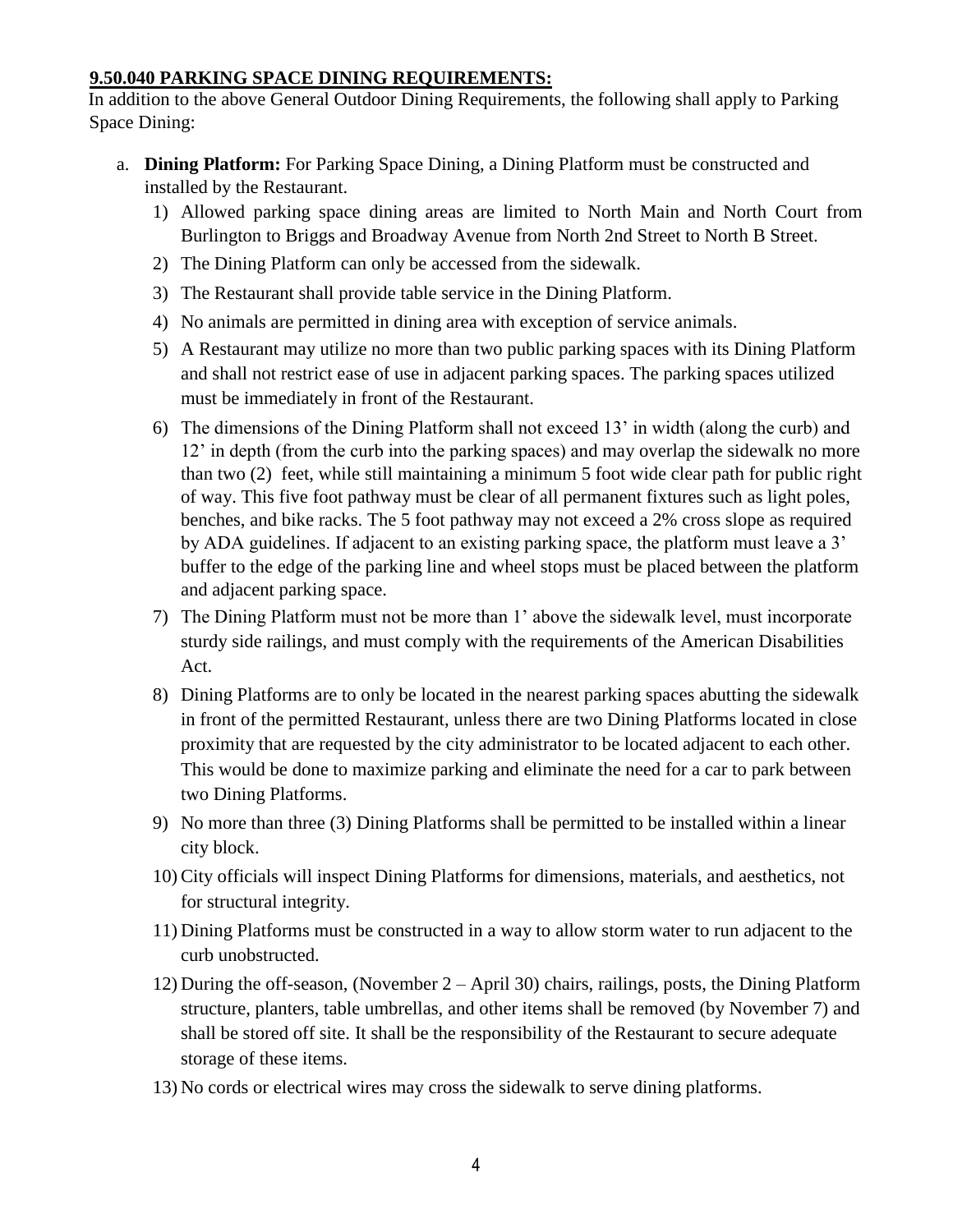## 9.50.040 PARKING SPACE DINING REQUIREMENTS:

In addition to the above General Outdoor Dining Requirements, the following shall apply to Parking Space Dining:

a. **Dining Platform:** For Parking Space Dining, a Dining Platform must be constructed and installed by the Restaurant.

   1) Allowed parking space dining areas are limited to North Main and North Court from Burlington to Briggs and Broadway Avenue from North 2nd Street to North B Street.
   2) The Dining Platform can only be accessed from the sidewalk.
   3) The Restaurant shall provide table service in the Dining Platform.
   4) No animals are permitted in dining area with exception of service animals.
   5) A Restaurant may utilize no more than two public parking spaces with its Dining Platform and shall not restrict ease of use in adjacent parking spaces. The parking spaces utilized must be immediately in front of the Restaurant.
   6) The dimensions of the Dining Platform shall not exceed 13' in width (along the curb) and 12' in depth (from the curb into the parking spaces) and may overlap the sidewalk no more than two (2) feet, while still maintaining a minimum 5 foot wide clear path for public right of way. This five foot pathway must be clear of all permanent fixtures such as light poles, benches, and bike racks. The 5 foot pathway may not exceed a 2% cross slope as required by ADA guidelines. If adjacent to an existing parking space, the platform must leave a 3' buffer to the edge of the parking line and wheel stops must be placed between the platform and adjacent parking space.
   7) The Dining Platform must not be more than 1' above the sidewalk level, must incorporate sturdy side railings, and must comply with the requirements of the American Disabilities Act.
   8) Dining Platforms are to only be located in the nearest parking spaces abutting the sidewalk in front of the permitted Restaurant, unless there are two Dining Platforms located in close proximity that are requested by the city administrator to be located adjacent to each other. This would be done to maximize parking and eliminate the need for a car to park between two Dining Platforms.
   9) No more than three (3) Dining Platforms shall be permitted to be installed within a linear city block.
   10) City officials will inspect Dining Platforms for dimensions, materials, and aesthetics, not for structural integrity.
   11) Dining Platforms must be constructed in a way to allow storm water to run adjacent to the curb unobstructed.
   12) During the off-season, (November 2 – April 30) chairs, railings, posts, the Dining Platform structure, planters, table umbrellas, and other items shall be removed (by November 7) and shall be stored off site. It shall be the responsibility of the Restaurant to secure adequate storage of these items.
   13) No cords or electrical wires may cross the sidewalk to serve dining platforms.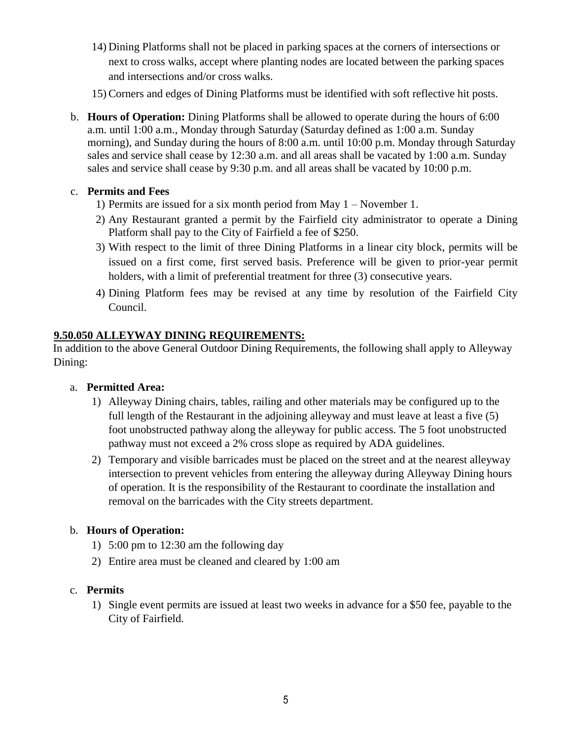14) Dining Platforms shall not be placed in parking spaces at the corners of intersections or next to cross walks, accept where planting nodes are located between the parking spaces and intersections and/or cross walks.

15) Corners and edges of Dining Platforms must be identified with soft reflective hit posts.

b. **Hours of Operation:** Dining Platforms shall be allowed to operate during the hours of 6:00 a.m. until 1:00 a.m., Monday through Saturday (Saturday defined as 1:00 a.m. Sunday morning), and Sunday during the hours of 8:00 a.m. until 10:00 p.m. Monday through Saturday sales and service shall cease by 12:30 a.m. and all areas shall be vacated by 1:00 a.m. Sunday sales and service shall cease by 9:30 p.m. and all areas shall be vacated by 10:00 p.m.

c. **Permits and Fees**

1) Permits are issued for a six month period from May 1 – November 1.
2) Any Restaurant granted a permit by the Fairfield city administrator to operate a Dining Platform shall pay to the City of Fairfield a fee of $250.
3) With respect to the limit of three Dining Platforms in a linear city block, permits will be issued on a first come, first served basis. Preference will be given to prior-year permit holders, with a limit of preferential treatment for three (3) consecutive years.
4) Dining Platform fees may be revised at any time by resolution of the Fairfield City Council.

## 9.50.050 ALLEYWAY DINING REQUIREMENTS:

In addition to the above General Outdoor Dining Requirements, the following shall apply to Alleyway Dining:

a. **Permitted Area:**

1) Alleyway Dining chairs, tables, railing and other materials may be configured up to the full length of the Restaurant in the adjoining alleyway and must leave at least a five (5) foot unobstructed pathway along the alleyway for public access. The 5 foot unobstructed pathway must not exceed a 2% cross slope as required by ADA guidelines.
2) Temporary and visible barricades must be placed on the street and at the nearest alleyway intersection to prevent vehicles from entering the alleyway during Alleyway Dining hours of operation. It is the responsibility of the Restaurant to coordinate the installation and removal on the barricades with the City streets department.

b. **Hours of Operation:**

1) 5:00 pm to 12:30 am the following day
2) Entire area must be cleaned and cleared by 1:00 am

c. **Permits**

1) Single event permits are issued at least two weeks in advance for a $50 fee, payable to the City of Fairfield.